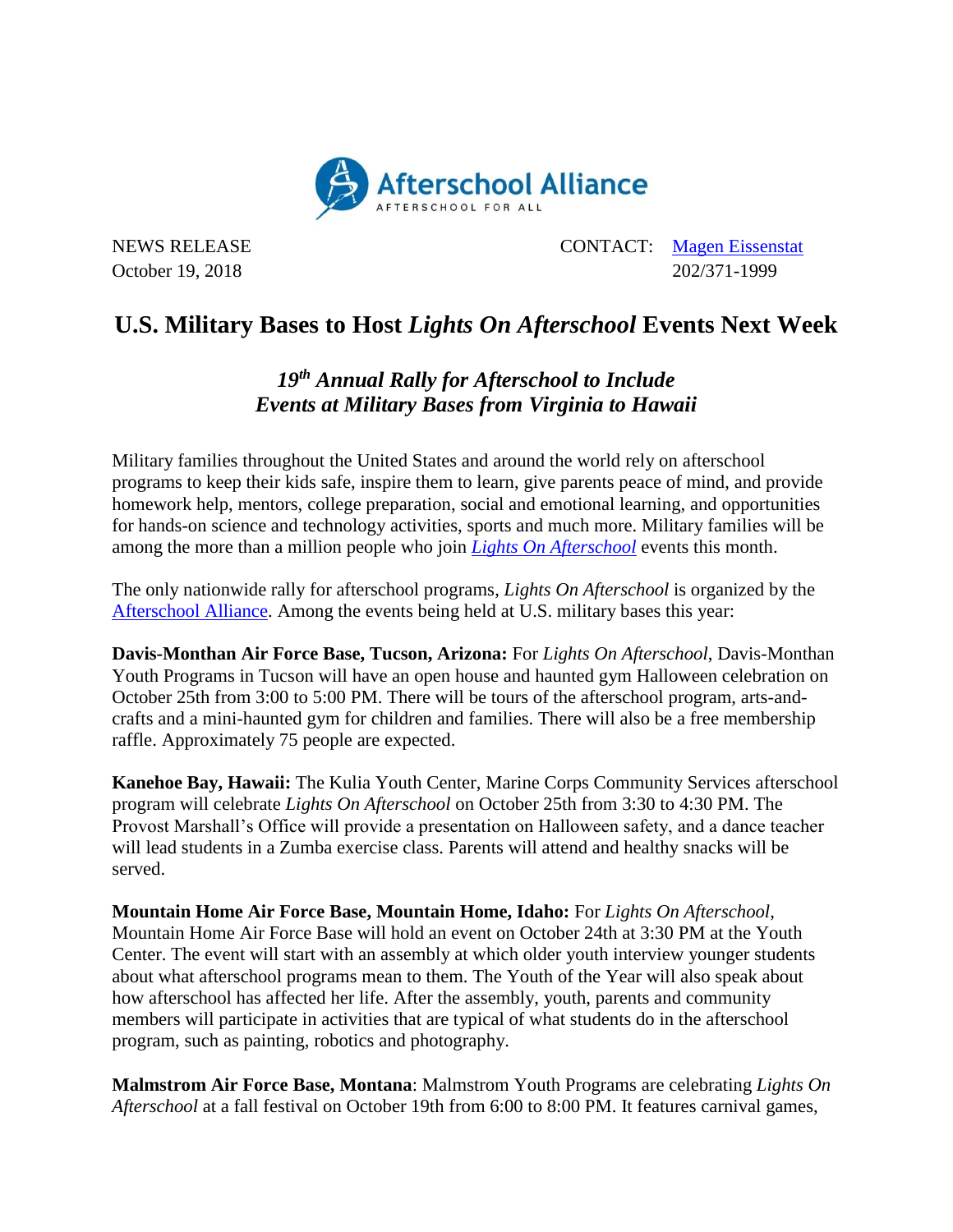Afterschool Alliance
AFTERSCHOOL FOR ALL

NEWS RELEASE
October 19, 2018

CONTACT: [Magen Eissenstat](mailto:)
202/371-1999

# U.S. Military Bases to Host *Lights On Afterschool* Events Next Week

## *19th Annual Rally for Afterschool to Include Events at Military Bases from Virginia to Hawaii*

Military families throughout the United States and around the world rely on afterschool programs to keep their kids safe, inspire them to learn, give parents peace of mind, and provide homework help, mentors, college preparation, social and emotional learning, and opportunities for hands-on science and technology activities, sports and much more. Military families will be among the more than a million people who join *Lights On Afterschool* events this month.

The only nationwide rally for afterschool programs, *Lights On Afterschool* is organized by the Afterschool Alliance. Among the events being held at U.S. military bases this year:

**Davis-Monthan Air Force Base, Tucson, Arizona:** For *Lights On Afterschool*, Davis-Monthan Youth Programs in Tucson will have an open house and haunted gym Halloween celebration on October 25th from 3:00 to 5:00 PM. There will be tours of the afterschool program, arts-and-crafts and a mini-haunted gym for children and families. There will also be a free membership raffle. Approximately 75 people are expected.

**Kanehoe Bay, Hawaii:** The Kulia Youth Center, Marine Corps Community Services afterschool program will celebrate *Lights On Afterschool* on October 25th from 3:30 to 4:30 PM. The Provost Marshall's Office will provide a presentation on Halloween safety, and a dance teacher will lead students in a Zumba exercise class. Parents will attend and healthy snacks will be served.

**Mountain Home Air Force Base, Mountain Home, Idaho:** For *Lights On Afterschool*, Mountain Home Air Force Base will hold an event on October 24th at 3:30 PM at the Youth Center. The event will start with an assembly at which older youth interview younger students about what afterschool programs mean to them. The Youth of the Year will also speak about how afterschool has affected her life. After the assembly, youth, parents and community members will participate in activities that are typical of what students do in the afterschool program, such as painting, robotics and photography.

**Malmstrom Air Force Base, Montana**: Malmstrom Youth Programs are celebrating *Lights On Afterschool* at a fall festival on October 19th from 6:00 to 8:00 PM. It features carnival games,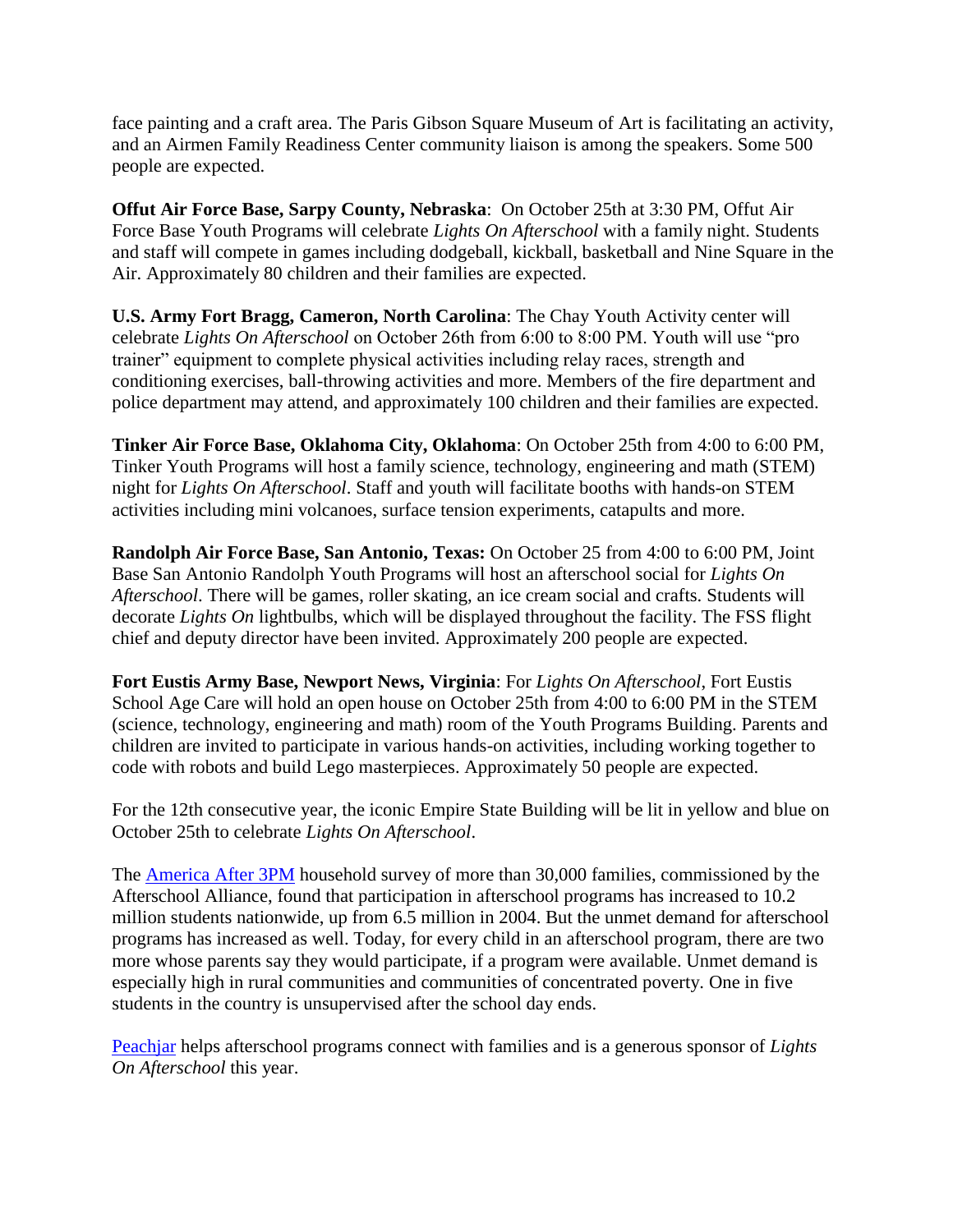face painting and a craft area. The Paris Gibson Square Museum of Art is facilitating an activity, and an Airmen Family Readiness Center community liaison is among the speakers. Some 500 people are expected.

**Offut Air Force Base, Sarpy County, Nebraska**: On October 25th at 3:30 PM, Offut Air Force Base Youth Programs will celebrate *Lights On Afterschool* with a family night. Students and staff will compete in games including dodgeball, kickball, basketball and Nine Square in the Air. Approximately 80 children and their families are expected.

**U.S. Army Fort Bragg, Cameron, North Carolina**: The Chay Youth Activity center will celebrate *Lights On Afterschool* on October 26th from 6:00 to 8:00 PM. Youth will use "pro trainer" equipment to complete physical activities including relay races, strength and conditioning exercises, ball-throwing activities and more. Members of the fire department and police department may attend, and approximately 100 children and their families are expected.

**Tinker Air Force Base, Oklahoma City, Oklahoma**: On October 25th from 4:00 to 6:00 PM, Tinker Youth Programs will host a family science, technology, engineering and math (STEM) night for *Lights On Afterschool*. Staff and youth will facilitate booths with hands-on STEM activities including mini volcanoes, surface tension experiments, catapults and more.

**Randolph Air Force Base, San Antonio, Texas:** On October 25 from 4:00 to 6:00 PM, Joint Base San Antonio Randolph Youth Programs will host an afterschool social for *Lights On Afterschool*. There will be games, roller skating, an ice cream social and crafts. Students will decorate *Lights On* lightbulbs, which will be displayed throughout the facility. The FSS flight chief and deputy director have been invited. Approximately 200 people are expected.

**Fort Eustis Army Base, Newport News, Virginia**: For *Lights On Afterschool*, Fort Eustis School Age Care will hold an open house on October 25th from 4:00 to 6:00 PM in the STEM (science, technology, engineering and math) room of the Youth Programs Building. Parents and children are invited to participate in various hands-on activities, including working together to code with robots and build Lego masterpieces. Approximately 50 people are expected.

For the 12th consecutive year, the iconic Empire State Building will be lit in yellow and blue on October 25th to celebrate *Lights On Afterschool*.

The America After 3PM household survey of more than 30,000 families, commissioned by the Afterschool Alliance, found that participation in afterschool programs has increased to 10.2 million students nationwide, up from 6.5 million in 2004. But the unmet demand for afterschool programs has increased as well. Today, for every child in an afterschool program, there are two more whose parents say they would participate, if a program were available. Unmet demand is especially high in rural communities and communities of concentrated poverty. One in five students in the country is unsupervised after the school day ends.

Peachjar helps afterschool programs connect with families and is a generous sponsor of *Lights On Afterschool* this year.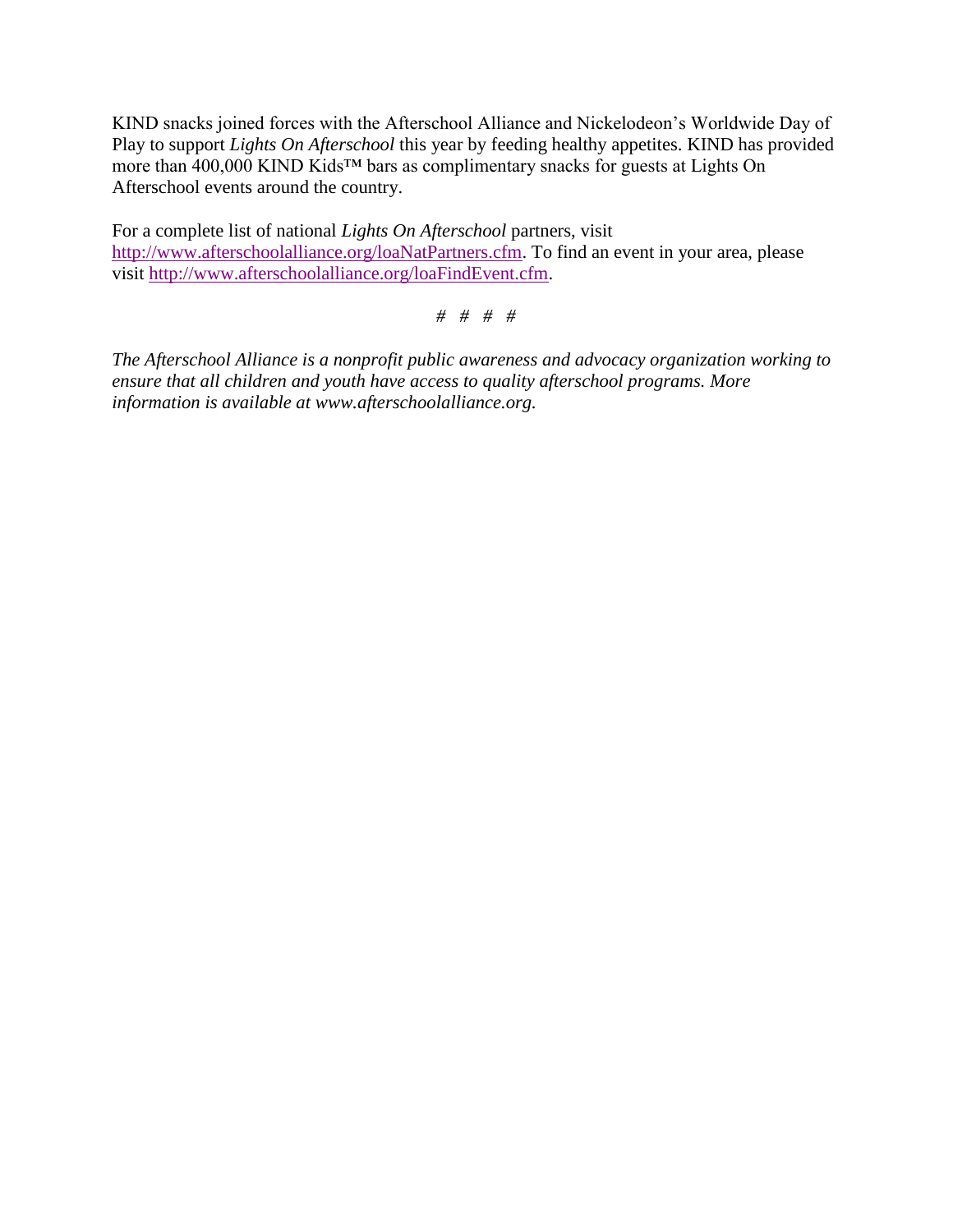KIND snacks joined forces with the Afterschool Alliance and Nickelodeon's Worldwide Day of Play to support *Lights On Afterschool* this year by feeding healthy appetites. KIND has provided more than 400,000 KIND Kids™ bars as complimentary snacks for guests at Lights On Afterschool events around the country.

For a complete list of national *Lights On Afterschool* partners, visit [http://www.afterschoolalliance.org/loaNatPartners.cfm](http://www.afterschoolalliance.org/loaNatPartners.cfm). To find an event in your area, please visit [http://www.afterschoolalliance.org/loaFindEvent.cfm](http://www.afterschoolalliance.org/loaFindEvent.cfm).

*# # # #*

*The Afterschool Alliance is a nonprofit public awareness and advocacy organization working to ensure that all children and youth have access to quality afterschool programs. More information is available at www.afterschoolalliance.org.*